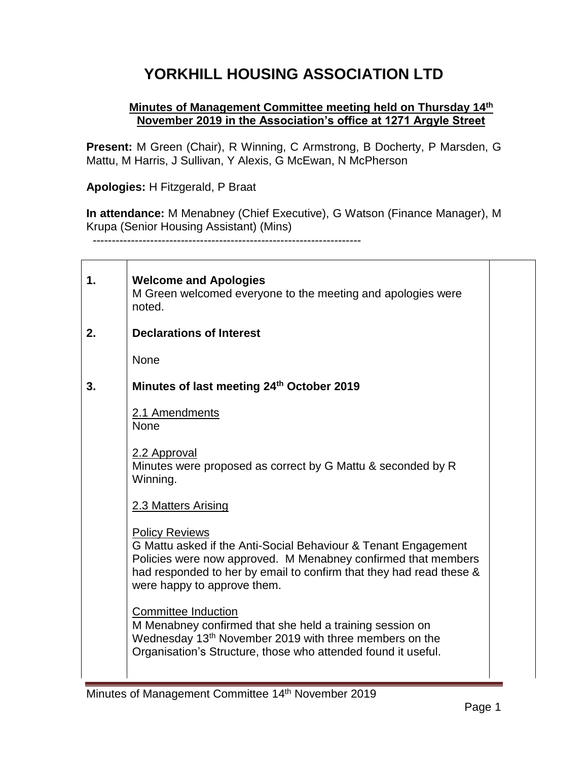# YORKHILL HOUSING ASSOCIATION LTD

**Minutes of Management Committee meeting held on Thursday 14th November 2019 in the Association's office at 1271 Argyle Street**

**Present:** M Green (Chair), R Winning, C Armstrong, B Docherty, P Marsden, G Mattu, M Harris, J Sullivan, Y Alexis, G McEwan, N McPherson

**Apologies:** H Fitzgerald, P Braat

**In attendance:** M Menabney (Chief Executive), G Watson (Finance Manager), M Krupa (Senior Housing Assistant) (Mins)

---

**1. Welcome and Apologies**

M Green welcomed everyone to the meeting and apologies were noted.

**2. Declarations of Interest**

None

**3. Minutes of last meeting 24th October 2019**

2.1 Amendments

None

2.2 Approval

Minutes were proposed as correct by G Mattu & seconded by R Winning.

2.3 Matters Arising

Policy Reviews

G Mattu asked if the Anti-Social Behaviour & Tenant Engagement Policies were now approved. M Menabney confirmed that members had responded to her by email to confirm that they had read these & were happy to approve them.

Committee Induction

M Menabney confirmed that she held a training session on Wednesday 13th November 2019 with three members on the Organisation's Structure, those who attended found it useful.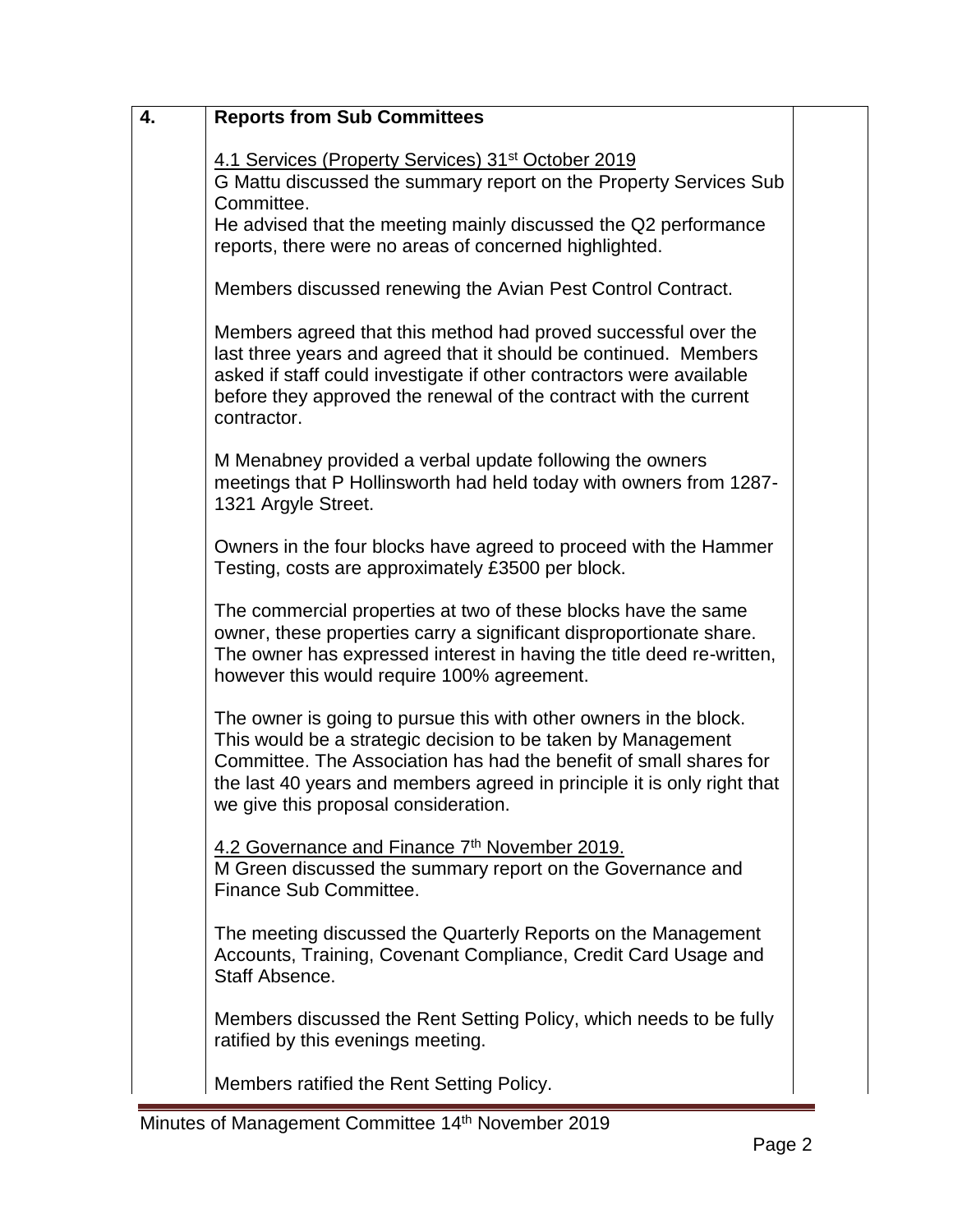| 4. | **Reports from Sub Committees**<br><br><u>4.1 Services (Property Services) 31st October 2019</u><br>G Mattu discussed the summary report on the Property Services Sub Committee.<br>He advised that the meeting mainly discussed the Q2 performance reports, there were no areas of concerned highlighted.<br><br>Members discussed renewing the Avian Pest Control Contract.<br><br>Members agreed that this method had proved successful over the last three years and agreed that it should be continued. Members asked if staff could investigate if other contractors were available before they approved the renewal of the contract with the current contractor.<br><br>M Menabney provided a verbal update following the owners meetings that P Hollinsworth had held today with owners from 1287-1321 Argyle Street.<br><br>Owners in the four blocks have agreed to proceed with the Hammer Testing, costs are approximately £3500 per block.<br><br>The commercial properties at two of these blocks have the same owner, these properties carry a significant disproportionate share. The owner has expressed interest in having the title deed re-written, however this would require 100% agreement.<br><br>The owner is going to pursue this with other owners in the block. This would be a strategic decision to be taken by Management Committee. The Association has had the benefit of small shares for the last 40 years and members agreed in principle it is only right that we give this proposal consideration.<br><br><u>4.2 Governance and Finance 7th November 2019.</u><br>M Green discussed the summary report on the Governance and Finance Sub Committee.<br><br>The meeting discussed the Quarterly Reports on the Management Accounts, Training, Covenant Compliance, Credit Card Usage and Staff Absence.<br><br>Members discussed the Rent Setting Policy, which needs to be fully ratified by this evenings meeting.<br><br>Members ratified the Rent Setting Policy. | |
|---|---|---|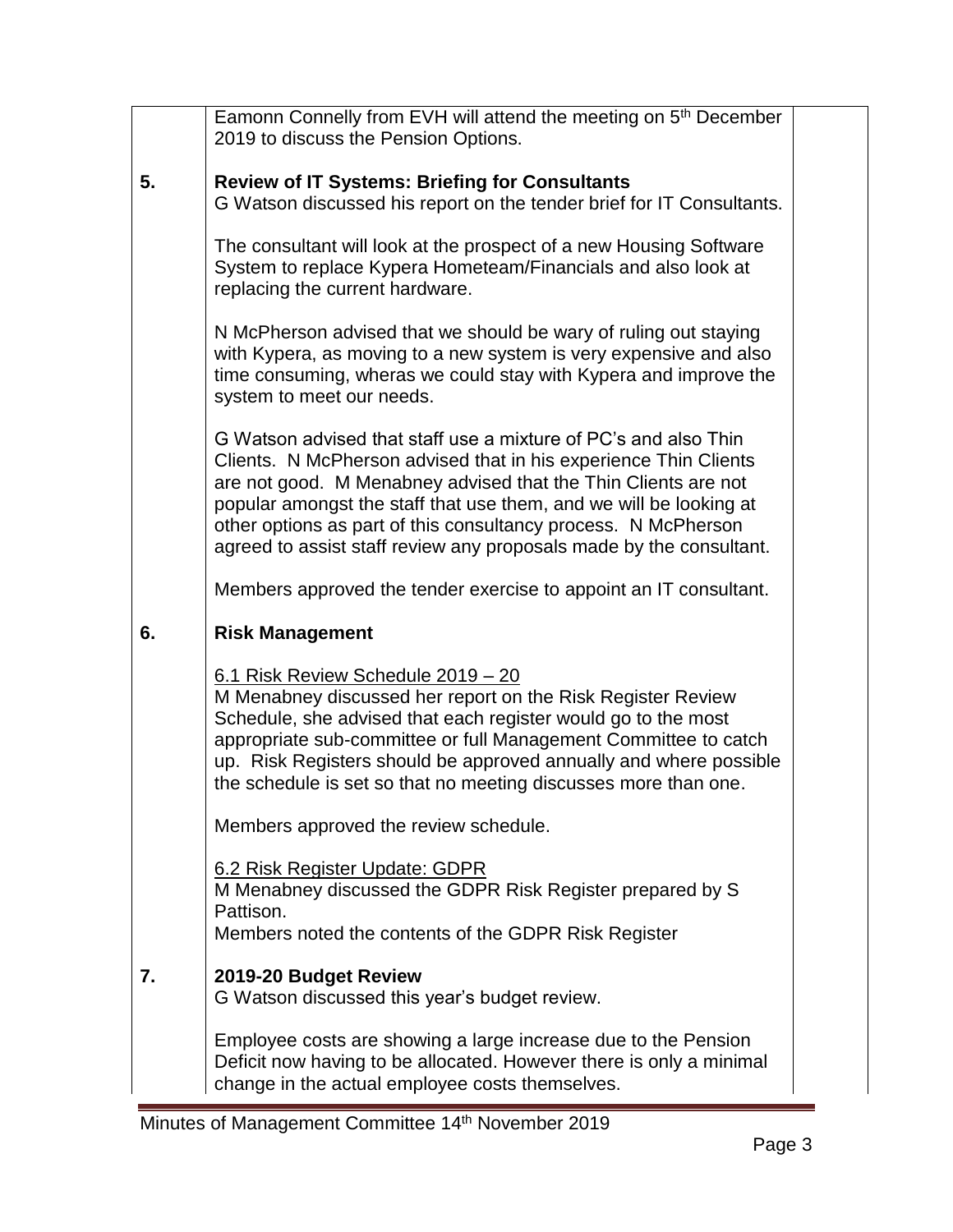Eamonn Connelly from EVH will attend the meeting on 5th December 2019 to discuss the Pension Options.

**5. Review of IT Systems: Briefing for Consultants**

G Watson discussed his report on the tender brief for IT Consultants.

The consultant will look at the prospect of a new Housing Software System to replace Kypera Hometeam/Financials and also look at replacing the current hardware.

N McPherson advised that we should be wary of ruling out staying with Kypera, as moving to a new system is very expensive and also time consuming, wheras we could stay with Kypera and improve the system to meet our needs.

G Watson advised that staff use a mixture of PC's and also Thin Clients. N McPherson advised that in his experience Thin Clients are not good. M Menabney advised that the Thin Clients are not popular amongst the staff that use them, and we will be looking at other options as part of this consultancy process. N McPherson agreed to assist staff review any proposals made by the consultant.

Members approved the tender exercise to appoint an IT consultant.

**6. Risk Management**

6.1 Risk Review Schedule 2019 – 20

M Menabney discussed her report on the Risk Register Review Schedule, she advised that each register would go to the most appropriate sub-committee or full Management Committee to catch up. Risk Registers should be approved annually and where possible the schedule is set so that no meeting discusses more than one.

Members approved the review schedule.

6.2 Risk Register Update: GDPR

M Menabney discussed the GDPR Risk Register prepared by S Pattison.

Members noted the contents of the GDPR Risk Register

**7. 2019-20 Budget Review**

G Watson discussed this year's budget review.

Employee costs are showing a large increase due to the Pension Deficit now having to be allocated. However there is only a minimal change in the actual employee costs themselves.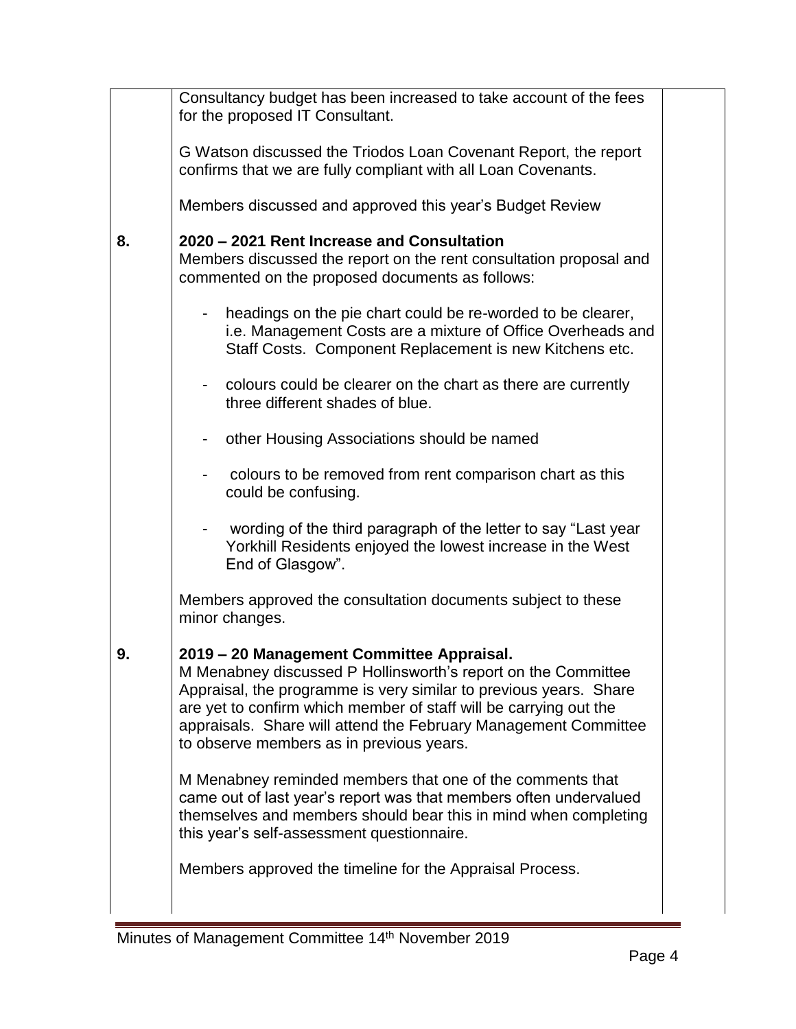Consultancy budget has been increased to take account of the fees for the proposed IT Consultant.

G Watson discussed the Triodos Loan Covenant Report, the report confirms that we are fully compliant with all Loan Covenants.

Members discussed and approved this year's Budget Review

**8. 2020 – 2021 Rent Increase and Consultation**

Members discussed the report on the rent consultation proposal and commented on the proposed documents as follows:

- headings on the pie chart could be re-worded to be clearer, i.e. Management Costs are a mixture of Office Overheads and Staff Costs. Component Replacement is new Kitchens etc.
- colours could be clearer on the chart as there are currently three different shades of blue.
- other Housing Associations should be named
- colours to be removed from rent comparison chart as this could be confusing.
- wording of the third paragraph of the letter to say "Last year Yorkhill Residents enjoyed the lowest increase in the West End of Glasgow".

Members approved the consultation documents subject to these minor changes.

**9. 2019 – 20 Management Committee Appraisal.**

M Menabney discussed P Hollinsworth's report on the Committee Appraisal, the programme is very similar to previous years. Share are yet to confirm which member of staff will be carrying out the appraisals. Share will attend the February Management Committee to observe members as in previous years.

M Menabney reminded members that one of the comments that came out of last year's report was that members often undervalued themselves and members should bear this in mind when completing this year's self-assessment questionnaire.

Members approved the timeline for the Appraisal Process.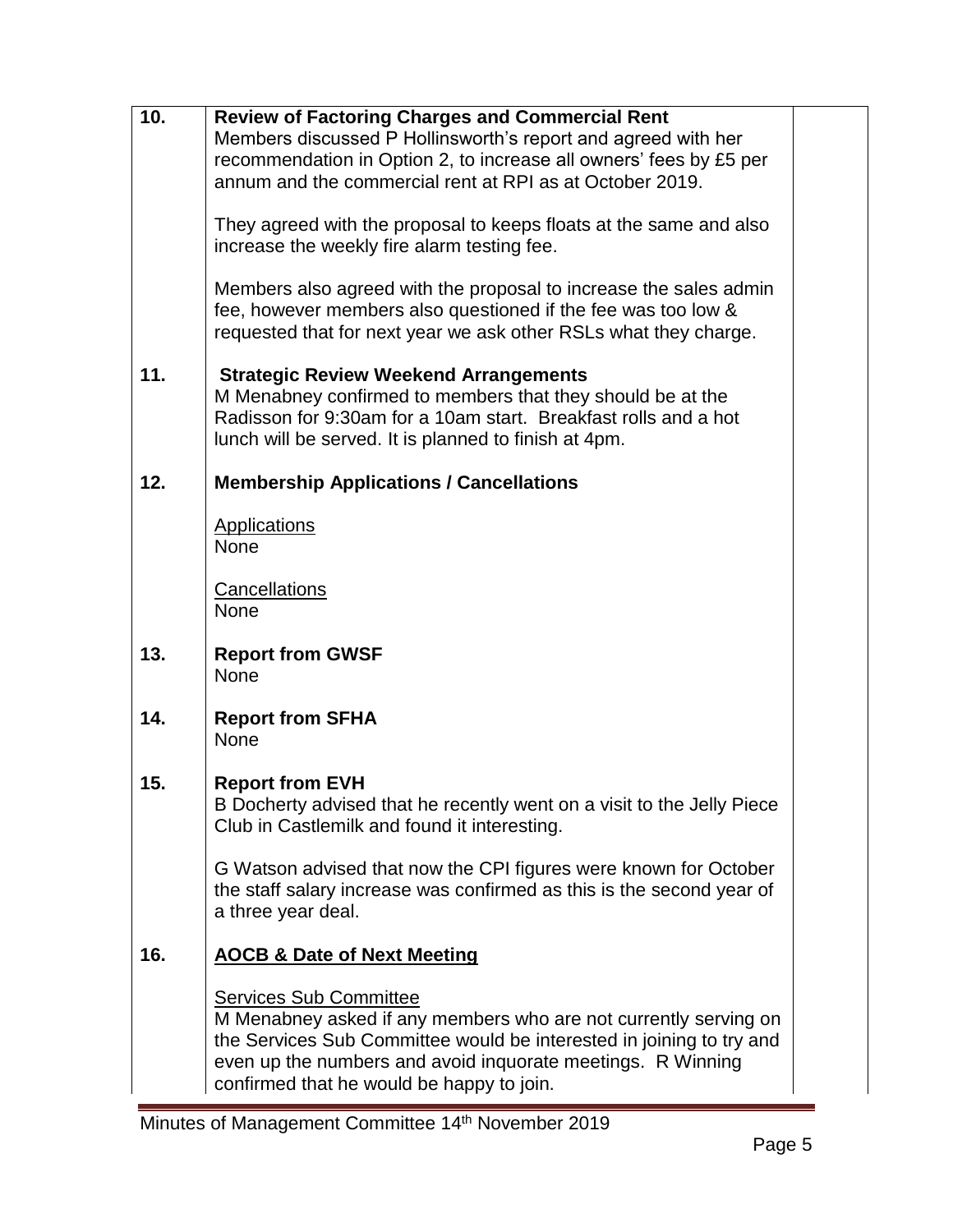| | | |
|---|---|---|
| 10. | **Review of Factoring Charges and Commercial Rent**<br>Members discussed P Hollinsworth's report and agreed with her recommendation in Option 2, to increase all owners' fees by £5 per annum and the commercial rent at RPI as at October 2019.<br><br>They agreed with the proposal to keeps floats at the same and also increase the weekly fire alarm testing fee.<br><br>Members also agreed with the proposal to increase the sales admin fee, however members also questioned if the fee was too low & requested that for next year we ask other RSLs what they charge. | |
| 11. | **Strategic Review Weekend Arrangements**<br>M Menabney confirmed to members that they should be at the Radisson for 9:30am for a 10am start. Breakfast rolls and a hot lunch will be served. It is planned to finish at 4pm. | |
| 12. | **Membership Applications / Cancellations**<br><br>Applications<br>None<br><br>Cancellations<br>None | |
| 13. | **Report from GWSF**<br>None | |
| 14. | **Report from SFHA**<br>None | |
| 15. | **Report from EVH**<br>B Docherty advised that he recently went on a visit to the Jelly Piece Club in Castlemilk and found it interesting.<br><br>G Watson advised that now the CPI figures were known for October the staff salary increase was confirmed as this is the second year of a three year deal. | |
| 16. | **AOCB & Date of Next Meeting**<br><br>Services Sub Committee<br>M Menabney asked if any members who are not currently serving on the Services Sub Committee would be interested in joining to try and even up the numbers and avoid inquorate meetings. R Winning confirmed that he would be happy to join. | |

Minutes of Management Committee 14th November 2019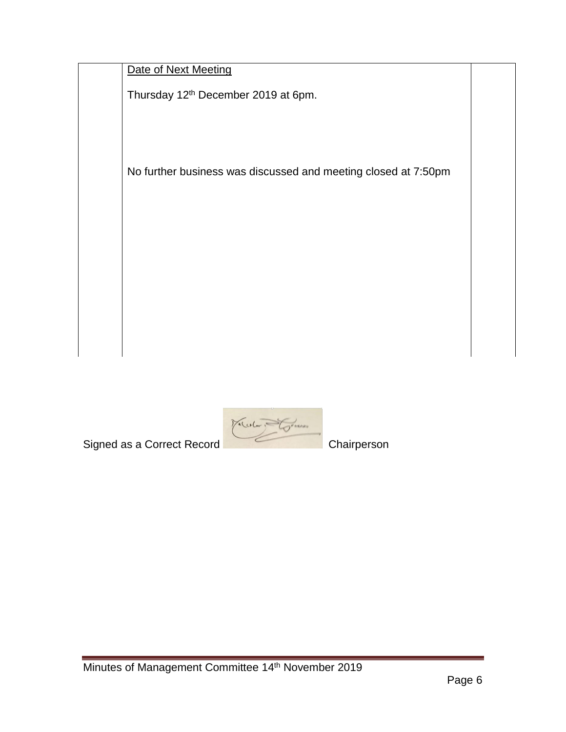| | | |
|---|---|---|
| | Date of Next Meeting<br><br>Thursday 12th December 2019 at 6pm.<br><br>No further business was discussed and meeting closed at 7:50pm | |

Signed as a Correct Record Chairperson